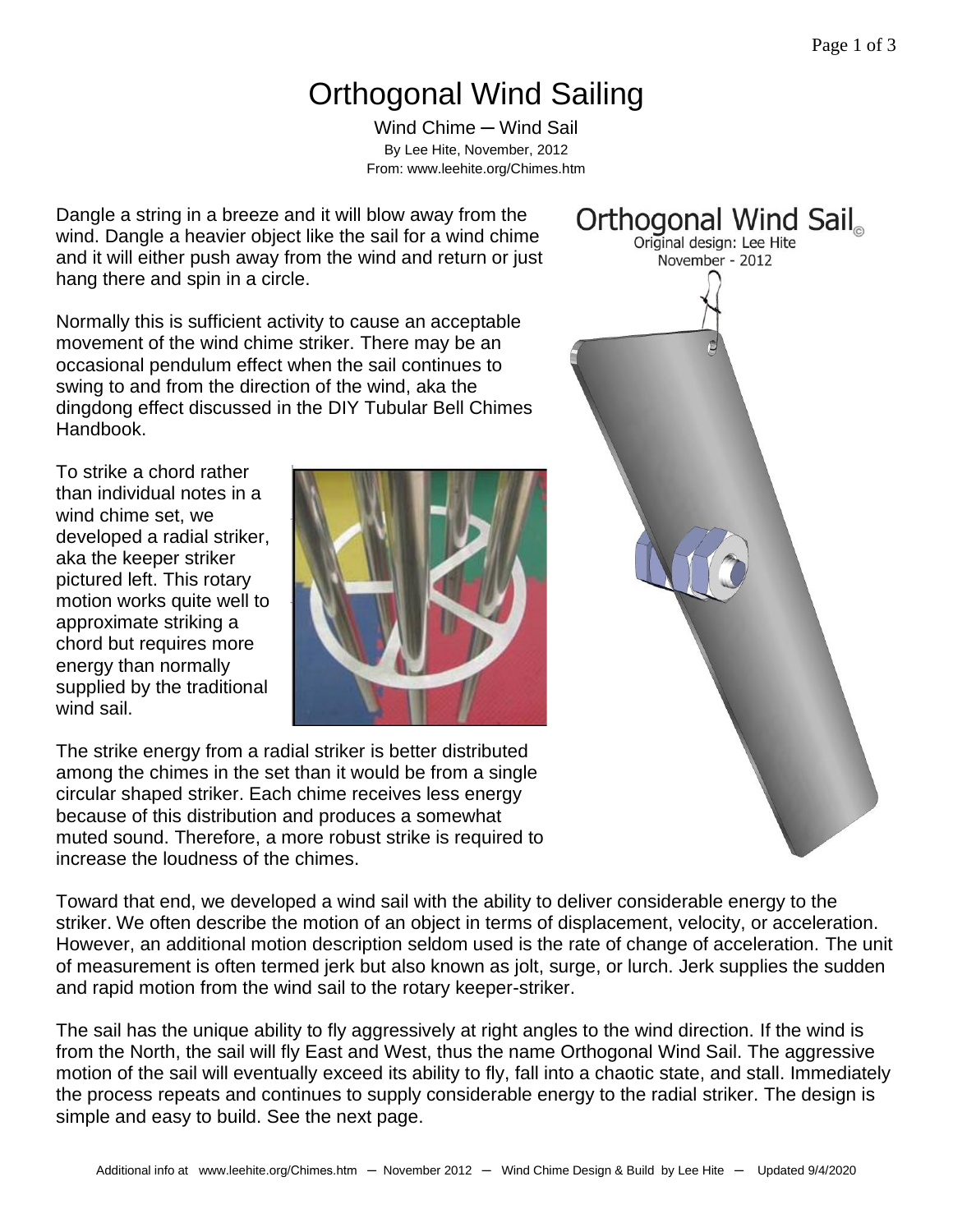# Orthogonal Wind Sailing

Wind Chime ─ Wind Sail

By Lee Hite, November, 2012

From: www.leehite.org/Chimes.htm

Dangle a string in a breeze and it will blow away from the wind. Dangle a heavier object like the sail for a wind chime and it will either push away from the wind and return or just hang there and spin in a circle.

Normally this is sufficient activity to cause an acceptable movement of the wind chime striker. There may be an occasional pendulum effect when the sail continues to swing to and from the direction of the wind, aka the dingdong effect discussed in the DIY Tubular Bell Chimes Handbook.

To strike a chord rather than individual notes in a wind chime set, we developed a radial striker, aka the keeper striker pictured left. This rotary motion works quite well to approximate striking a chord but requires more energy than normally supplied by the traditional wind sail.

The strike energy from a radial striker is better distributed among the chimes in the set than it would be from a single circular shaped striker. Each chime receives less energy because of this distribution and produces a somewhat muted sound. Therefore, a more robust strike is required to increase the loudness of the chimes.

Orthogonal Wind Sail©

Original design: Lee Hite

November - 2012

Toward that end, we developed a wind sail with the ability to deliver considerable energy to the striker. We often describe the motion of an object in terms of displacement, velocity, or acceleration. However, an additional motion description seldom used is the rate of change of acceleration. The unit of measurement is often termed jerk but also known as jolt, surge, or lurch. Jerk supplies the sudden and rapid motion from the wind sail to the rotary keeper-striker.

The sail has the unique ability to fly aggressively at right angles to the wind direction. If the wind is from the North, the sail will fly East and West, thus the name Orthogonal Wind Sail. The aggressive motion of the sail will eventually exceed its ability to fly, fall into a chaotic state, and stall. Immediately the process repeats and continues to supply considerable energy to the radial striker. The design is simple and easy to build. See the next page.

Additional info at www.leehite.org/Chimes.htm ─ November 2012 ─ Wind Chime Design & Build by Lee Hite ─ Updated 9/4/2020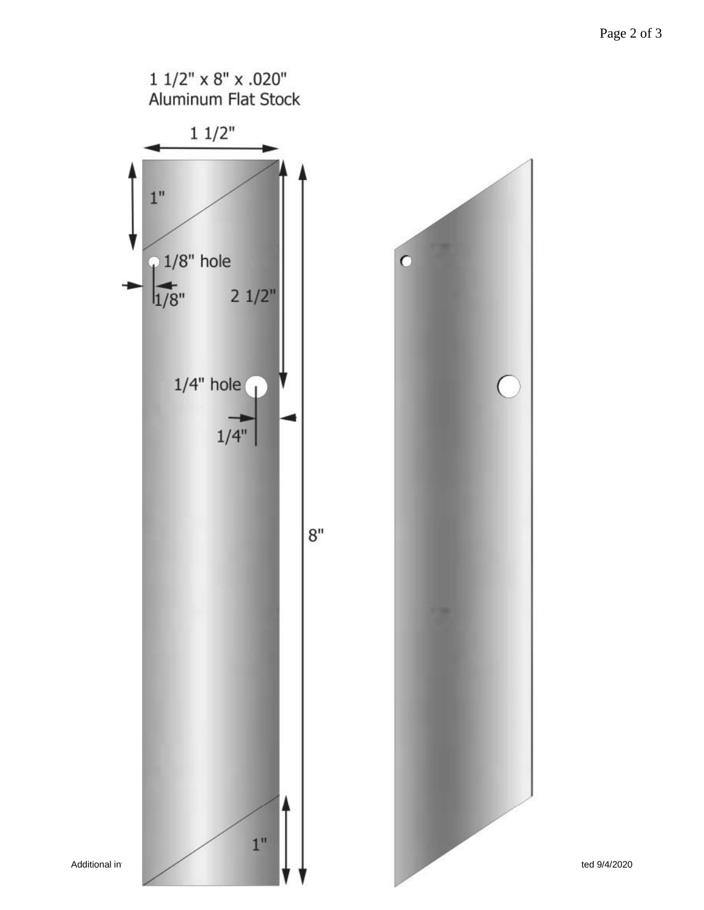1 1/2" x 8" x .020"
Aluminum Flat Stock

1 1/2"

1"

1/8" hole

1/8"

2 1/2"

1/4" hole

1/4"

8"

1"

Additional in

ted 9/4/2020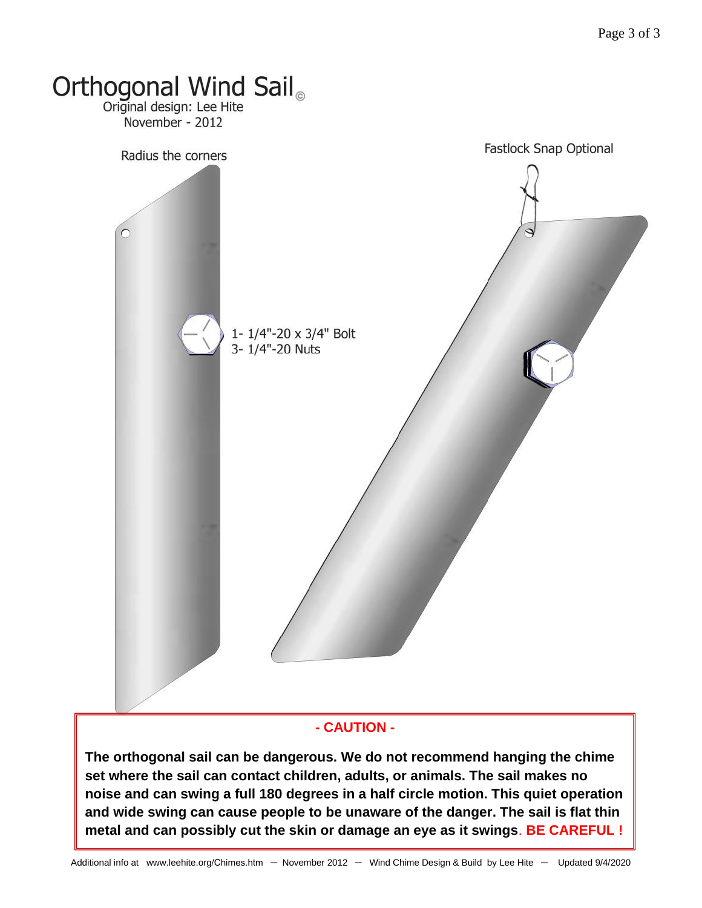# Orthogonal Wind Sail©

Original design: Lee Hite
November - 2012

Radius the corners

Fastlock Snap Optional

1- 1/4"-20 x 3/4" Bolt
3- 1/4"-20 Nuts

**- CAUTION -**

**The orthogonal sail can be dangerous. We do not recommend hanging the chime set where the sail can contact children, adults, or animals. The sail makes no noise and can swing a full 180 degrees in a half circle motion. This quiet operation and wide swing can cause people to be unaware of the danger. The sail is flat thin metal and can possibly cut the skin or damage an eye as it swings. BE CAREFUL !**

Additional info at www.leehite.org/Chimes.htm – November 2012 – Wind Chime Design & Build by Lee Hite – Updated 9/4/2020